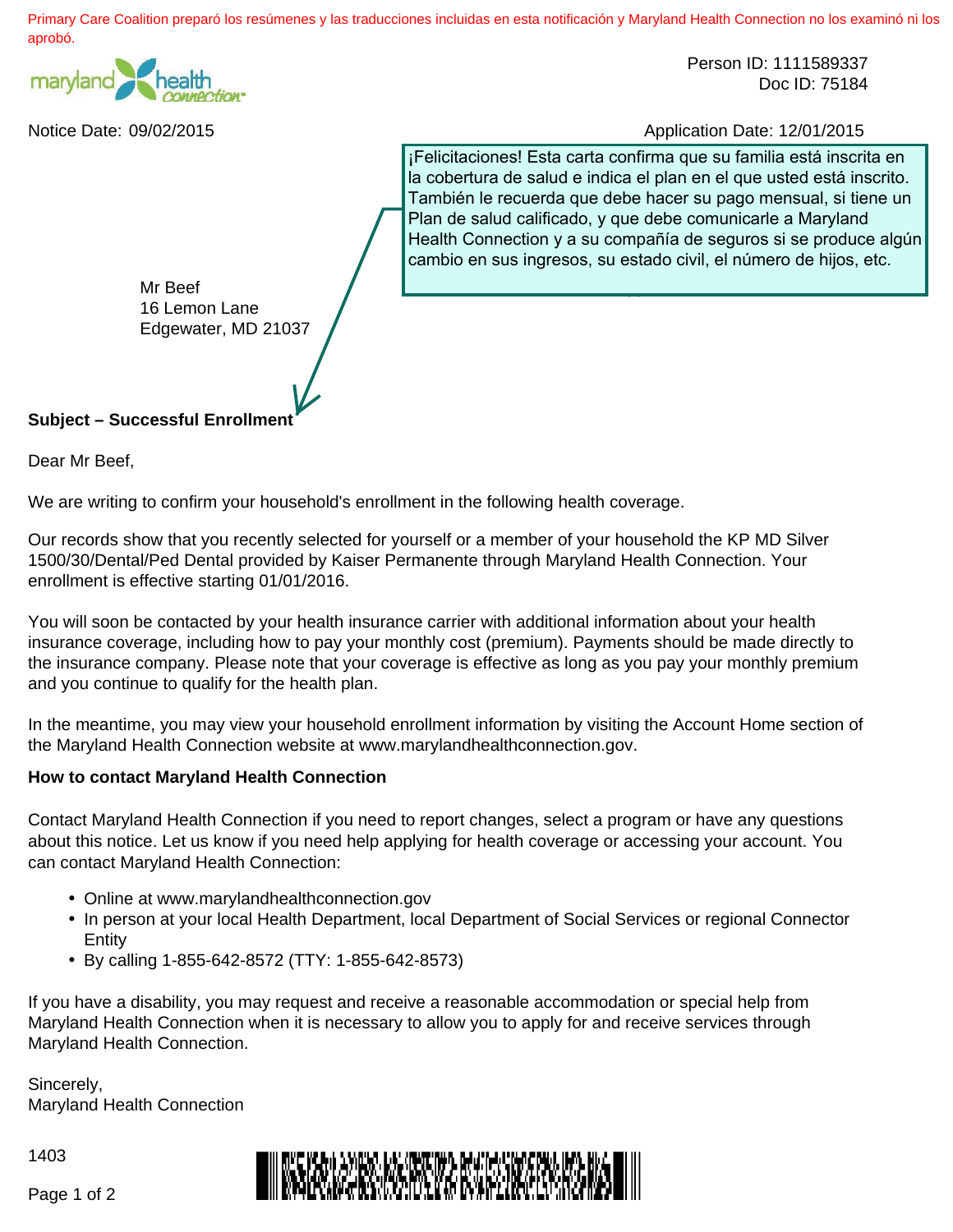Primary Care Coalition preparó los resúmenes y las traducciones incluidas en esta notificación y Maryland Health Connection no los examinó ni los aprobó.

Person ID: 1111589337
Doc ID: 75184

Notice Date: 09/02/2015

Application Date: 12/01/2015

¡Felicitaciones! Esta carta confirma que su familia está inscrita en la cobertura de salud e indica el plan en el que usted está inscrito. También le recuerda que debe hacer su pago mensual, si tiene un Plan de salud calificado, y que debe comunicarle a Maryland Health Connection y a su compañía de seguros si se produce algún cambio en sus ingresos, su estado civil, el número de hijos, etc.

Mr Beef
16 Lemon Lane
Edgewater, MD 21037

**Subject – Successful Enrollment**

Dear Mr Beef,

We are writing to confirm your household's enrollment in the following health coverage.

Our records show that you recently selected for yourself or a member of your household the KP MD Silver 1500/30/Dental/Ped Dental provided by Kaiser Permanente through Maryland Health Connection. Your enrollment is effective starting 01/01/2016.

You will soon be contacted by your health insurance carrier with additional information about your health insurance coverage, including how to pay your monthly cost (premium). Payments should be made directly to the insurance company. Please note that your coverage is effective as long as you pay your monthly premium and you continue to qualify for the health plan.

In the meantime, you may view your household enrollment information by visiting the Account Home section of the Maryland Health Connection website at www.marylandhealthconnection.gov.

**How to contact Maryland Health Connection**

Contact Maryland Health Connection if you need to report changes, select a program or have any questions about this notice. Let us know if you need help applying for health coverage or accessing your account. You can contact Maryland Health Connection:

- Online at www.marylandhealthconnection.gov
- In person at your local Health Department, local Department of Social Services or regional Connector Entity
- By calling 1-855-642-8572 (TTY: 1-855-642-8573)

If you have a disability, you may request and receive a reasonable accommodation or special help from Maryland Health Connection when it is necessary to allow you to apply for and receive services through Maryland Health Connection.

Sincerely,
Maryland Health Connection

1403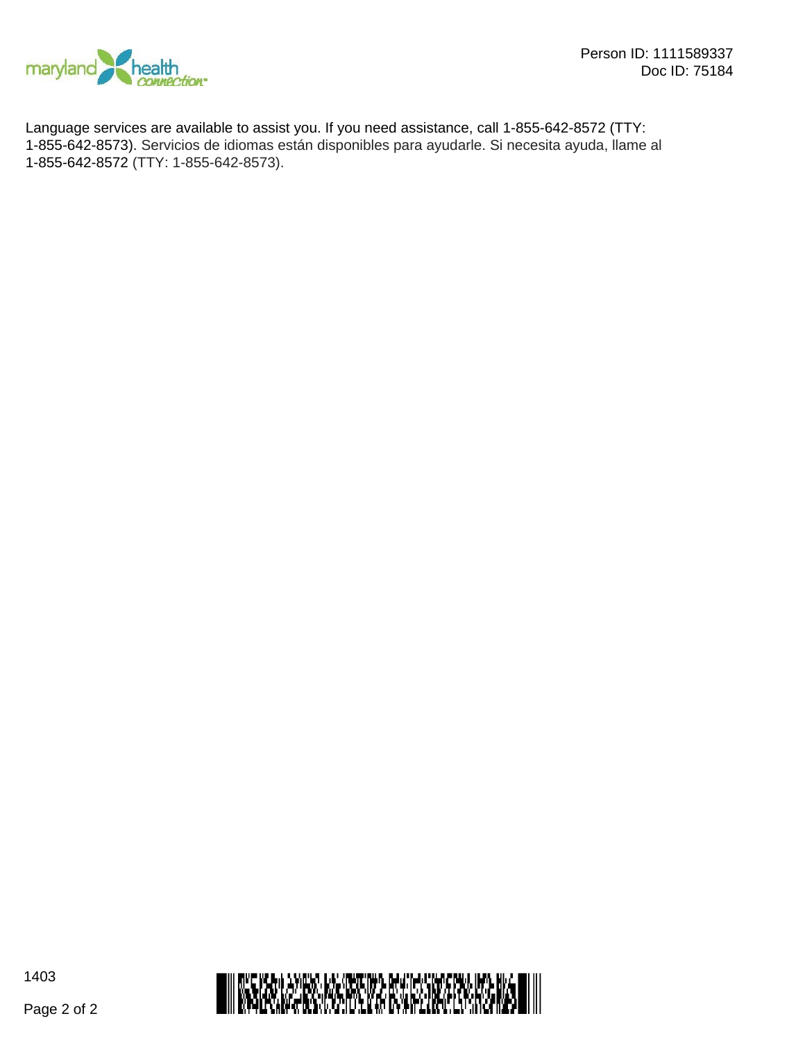Person ID: 1111589337
Doc ID: 75184

Language services are available to assist you. If you need assistance, call 1-855-642-8572 (TTY: 1-855-642-8573). Servicios de idiomas están disponibles para ayudarle. Si necesita ayuda, llame al 1-855-642-8572 (TTY: 1-855-642-8573).

1403